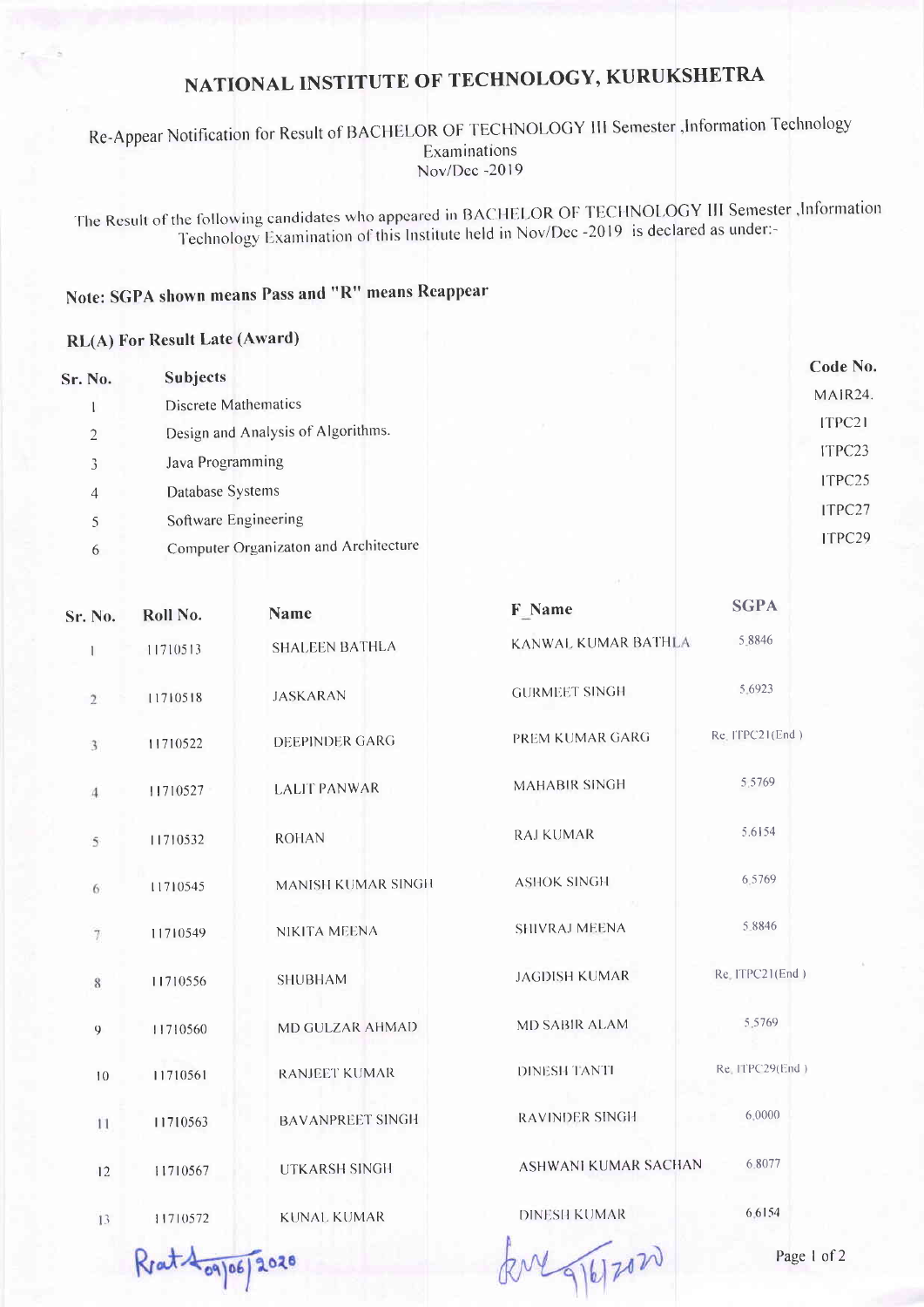# NATIONAL INSTITUTE OF TECHNOLOGY, KURUKSHETRA

Re-Appear Notification for Result of BACHELOR OF TECHNOLOGY III Semester ,Information Technology Examinations
Nov/Dec -2019

The Result of the following candidates who appeared in BACHELOR OF TECHNOLOGY III Semester ,Information Technology Examination of this Institute held in Nov/Dec -2019 is declared as under:-

**Note: SGPA shown means Pass and "R" means Reappear**

**RL(A) For Result Late (Award)**

| Sr. No. | Subjects | Code No. |
|---|---|---|
| 1 | Discrete Mathematics | MAIR24. |
| 2 | Design and Analysis of Algorithms. | ITPC21 |
| 3 | Java Programming | ITPC23 |
| 4 | Database Systems | ITPC25 |
| 5 | Software Engineering | ITPC27 |
| 6 | Computer Organizaton and Architecture | ITPC29 |

| Sr. No. | Roll No. | Name | F_Name | SGPA |
|---|---|---|---|---|
| 1 | 11710513 | SHALEEN BATHLA | KANWAL KUMAR BATHLA | 5.8846 |
| 2 | 11710518 | JASKARAN | GURMEET SINGH | 5.6923 |
| 3 | 11710522 | DEEPINDER GARG | PREM KUMAR GARG | Re. ITPC21(End ) |
| 4 | 11710527 | LALIT PANWAR | MAHABIR SINGH | 5.5769 |
| 5 | 11710532 | ROHAN | RAJ KUMAR | 5.6154 |
| 6 | 11710545 | MANISH KUMAR SINGH | ASHOK SINGH | 6.5769 |
| 7 | 11710549 | NIKITA MEENA | SHIVRAJ MEENA | 5.8846 |
| 8 | 11710556 | SHUBHAM | JAGDISH KUMAR | Re. ITPC21(End ) |
| 9 | 11710560 | MD GULZAR AHMAD | MD SABIR ALAM | 5.5769 |
| 10 | 11710561 | RANJEET KUMAR | DINESH TANTI | Re. ITPC29(End ) |
| 11 | 11710563 | BAVANPREET SINGH | RAVINDER SINGH | 6.0000 |
| 12 | 11710567 | UTKARSH SINGH | ASHWANI KUMAR SACHAN | 6.8077 |
| 13 | 11710572 | KUNAL KUMAR | DINESH KUMAR | 6.6154 |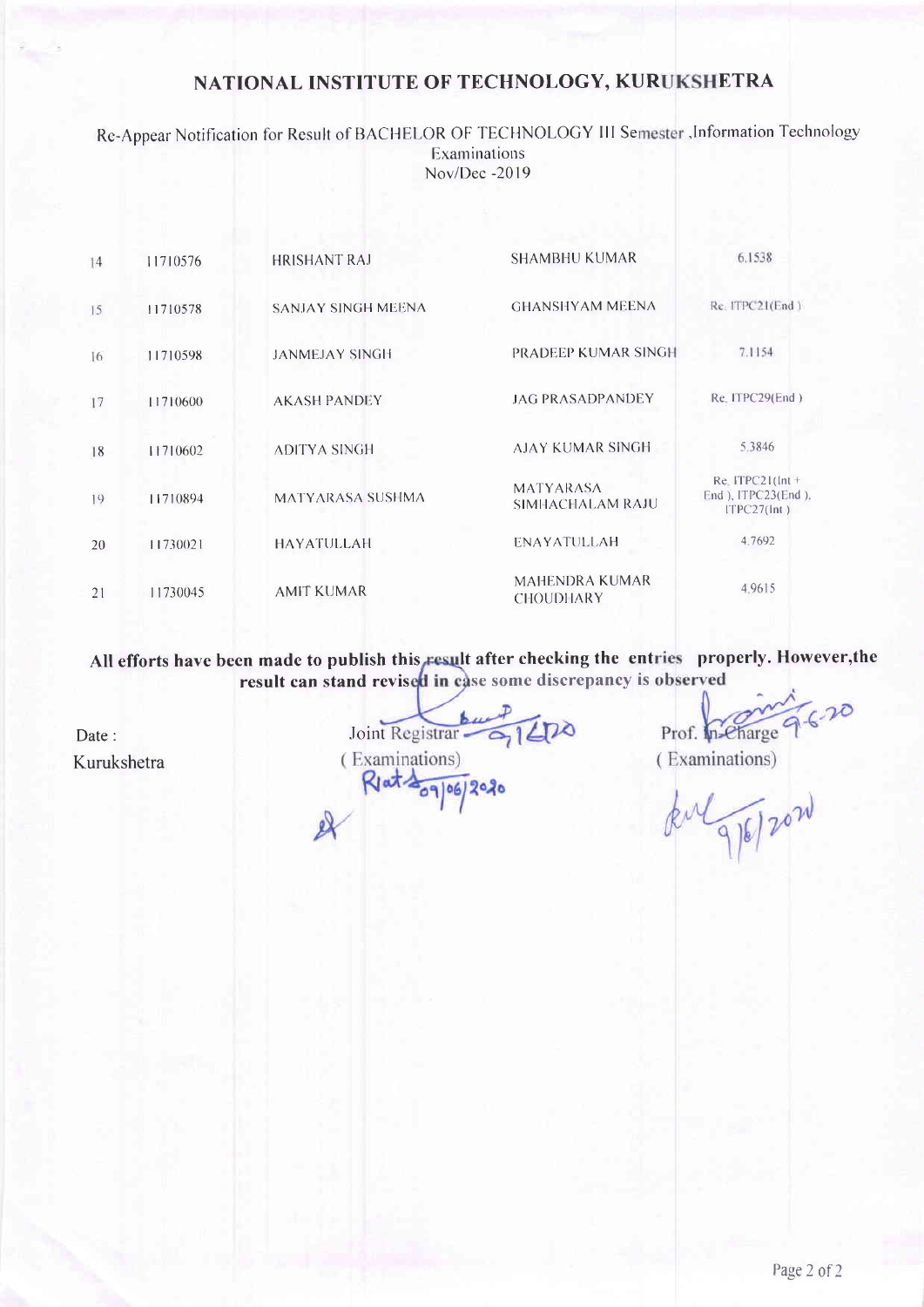# NATIONAL INSTITUTE OF TECHNOLOGY, KURUKSHETRA

Re-Appear Notification for Result of BACHELOR OF TECHNOLOGY III Semester ,Information Technology Examinations
Nov/Dec -2019

| | | | | |
|---|---|---|---|---|
| 14 | 11710576 | HRISHANT RAJ | SHAMBHU KUMAR | 6.1538 |
| 15 | 11710578 | SANJAY SINGH MEENA | GHANSHYAM MEENA | Re. ITPC21(End ) |
| 16 | 11710598 | JANMEJAY SINGH | PRADEEP KUMAR SINGH | 7.1154 |
| 17 | 11710600 | AKASH PANDEY | JAG PRASADPANDEY | Re. ITPC29(End ) |
| 18 | 11710602 | ADITYA SINGH | AJAY KUMAR SINGH | 5.3846 |
| 19 | 11710894 | MATYARASA SUSHMA | MATYARASA SIMHACHALAM RAJU | Re. ITPC21(Int + End ), ITPC23(End ), ITPC27(Int ) |
| 20 | 11730021 | HAYATULLAH | ENAYATULLAH | 4.7692 |
| 21 | 11730045 | AMIT KUMAR | MAHENDRA KUMAR CHOUDHARY | 4.9615 |

**All efforts have been made to publish this result after checking the entries properly. However,the result can stand revised in case some discrepancy is observed**

Date :
Kurukshetra

Joint Registrar 9/6/20
( Examinations)
09/06/2020

Prof. In-Charge 9-6-20
( Examinations)
9/6/2020